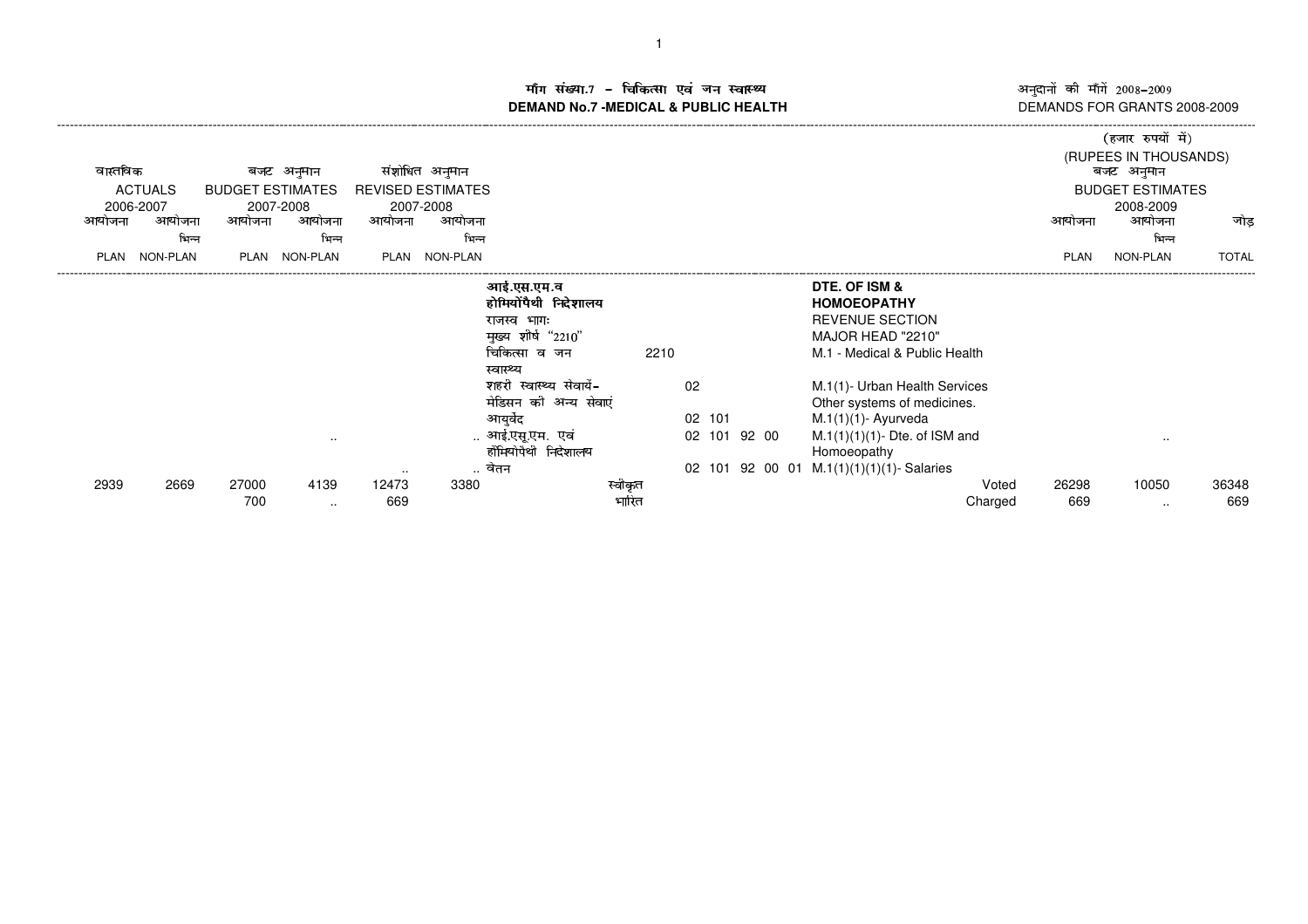# माँग संख्या.7 – चिकित्सा एवं जन स्वास्थ्य
# DEMAND No.7 -MEDICAL & PUBLIC HEALTH

अनुदानों की माँगें 2008–2009
DEMANDS FOR GRANTS 2008-2009

(हजार रुपयों में)
(RUPEES IN THOUSANDS)

| वास्तविक ACTUALS 2006-2007 | | बजट अनुमान BUDGET ESTIMATES 2007-2008 | | संशोधित अनुमान REVISED ESTIMATES 2007-2008 | | | | | | बजट अनुमान BUDGET ESTIMATES 2008-2009 | | |
|---|---|---|---|---|---|---|---|---|---|---|---|---|
| आयोजना PLAN | आयोजना भिन्न NON-PLAN | आयोजना PLAN | आयोजना भिन्न NON-PLAN | आयोजना PLAN | आयोजना भिन्न NON-PLAN | | | | | आयोजना PLAN | आयोजना भिन्न NON-PLAN | जोड़ TOTAL |
| | | | | | | आई.एस.एम.व होमियोपैथी निदेशालय | | | DTE. OF ISM & HOMOEOPATHY | | | |
| | | | | | | राजस्व भागः | | | REVENUE SECTION | | | |
| | | | | | | मुख्य शीर्ष "2210" | | | MAJOR HEAD "2210" | | | |
| | | | | | | चिकित्सा व जन स्वास्थ्य | 2210 | | M.1 - Medical & Public Health | | | |
| | | | | | | शहरी स्वास्थ्य सेवायें- | 02 | | M.1(1)- Urban Health Services | | | |
| | | | | | | मेडिसन की अन्य सेवाएं | | | Other systems of medicines. | | | |
| | | | | | | आयुर्वेद | 02 101 | | M.1(1)(1)- Ayurveda | | | |
| | | | .. | | .. | आई.एस.एम. एवं होमियोपैथी निदेशालय | 02 101 92 00 | | M.1(1)(1)(1)- Dte. of ISM and Homoeopathy | | .. | |
| | | | | .. | .. | वेतन | 02 101 92 00 01 | | M.1(1)(1)(1)(1)- Salaries | | | |
| 2939 | 2669 | 27000 | 4139 | 12473 | 3380 | स्वीकृत | | | Voted | 26298 | 10050 | 36348 |
| | | 700 | .. | 669 | | भारित | | | Charged | 669 | .. | 669 |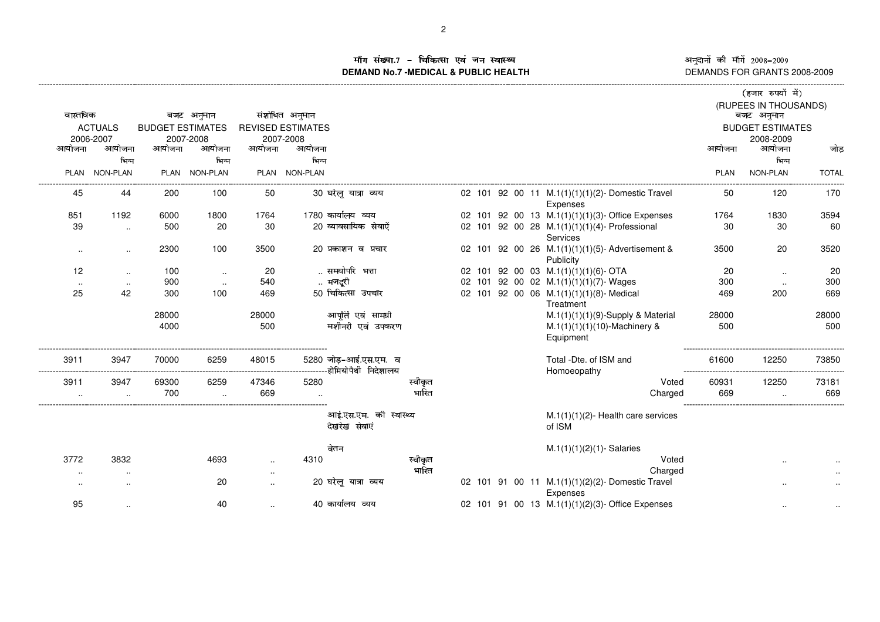# माँग संख्या.7 - चिकित्सा एवं जन स्वास्थ्य
# DEMAND No.7 -MEDICAL & PUBLIC HEALTH

अनुदानों की माँगें 2008-2009
DEMANDS FOR GRANTS 2008-2009

(हजार रुपयों में)
(RUPEES IN THOUSANDS)

| वास्तविक ACTUALS 2006-2007 | | बजट अनुमान BUDGET ESTIMATES 2007-2008 | | संशोधित अनुमान REVISED ESTIMATES 2007-2008 | | | | | बजट अनुमान BUDGET ESTIMATES 2008-2009 | | |
|---|---|---|---|---|---|---|---|---|---|---|---|
| आयोजना PLAN | आयोजना भिन्न NON-PLAN | आयोजना PLAN | आयोजना भिन्न NON-PLAN | आयोजना PLAN | आयोजना भिन्न NON-PLAN | | | | आयोजना PLAN | आयोजना भिन्न NON-PLAN | जोड़ TOTAL |
| 45 | 44 | 200 | 100 | 50 | 30 | घरेलू यात्रा व्यय | 02 101 92 00 11 | M.1(1)(1)(1)(2)- Domestic Travel Expenses | 50 | 120 | 170 |
| 851 | 1192 | 6000 | 1800 | 1764 | 1780 | कार्यालय व्यय | 02 101 92 00 13 | M.1(1)(1)(1)(3)- Office Expenses | 1764 | 1830 | 3594 |
| 39 | .. | 500 | 20 | 30 | 20 | व्यावसायिक सेवाऐं | 02 101 92 00 28 | M.1(1)(1)(1)(4)- Professional Services | 30 | 30 | 60 |
| .. | .. | 2300 | 100 | 3500 | 20 | प्रकाशन व प्रचार | 02 101 92 00 26 | M.1(1)(1)(1)(5)- Advertisement & Publicity | 3500 | 20 | 3520 |
| 12 | .. | 100 | .. | 20 | .. | समयोपरि भत्ता | 02 101 92 00 03 | M.1(1)(1)(1)(6)- OTA | 20 | .. | 20 |
| .. | .. | 900 | .. | 540 | .. | मजदूरी | 02 101 92 00 02 | M.1(1)(1)(1)(7)- Wages | 300 | .. | 300 |
| 25 | 42 | 300 | 100 | 469 | 50 | चिकित्सा उपचार | 02 101 92 00 06 | M.1(1)(1)(1)(8)- Medical Treatment | 469 | 200 | 669 |
| | | 28000 | | 28000 | | आपूर्ति एवं सामग्री | | M.1(1)(1)(1)(9)-Supply & Material | 28000 | | 28000 |
| | | 4000 | | 500 | | मशीनरी एवं उपकरण | | M.1(1)(1)(1)(10)-Machinery & Equipment | 500 | | 500 |
| 3911 | 3947 | 70000 | 6259 | 48015 | 5280 | जोड़-आई.एस.एम. व होमियोपैथी निदेशालय | | Total -Dte. of ISM and Homoeopathy | 61600 | 12250 | 73850 |
| 3911 | 3947 | 69300 | 6259 | 47346 | 5280 | स्वीकृत | | Voted | 60931 | 12250 | 73181 |
| .. | .. | 700 | .. | 669 | .. | भारित | | Charged | 669 | .. | 669 |
| | | | | | | आई.एस.एम. की स्वास्थ्य देखरेख सेवाएं | | M.1(1)(1)(2)- Health care services of ISM | | | |
| | | | | | | वेतन | | M.1(1)(1)(2)(1)- Salaries | | | |
| 3772 | 3832 | | 4693 | .. | 4310 | स्वीकृत | | Voted | | .. | .. |
| .. | .. | | | .. | | भारित | | Charged | | | .. |
| .. | .. | | 20 | .. | 20 | घरेलू यात्रा व्यय | 02 101 91 00 11 | M.1(1)(1)(2)(2)- Domestic Travel Expenses | | .. | .. |
| 95 | .. | | 40 | .. | 40 | कार्यालय व्यय | 02 101 91 00 13 | M.1(1)(1)(2)(3)- Office Expenses | | .. | .. |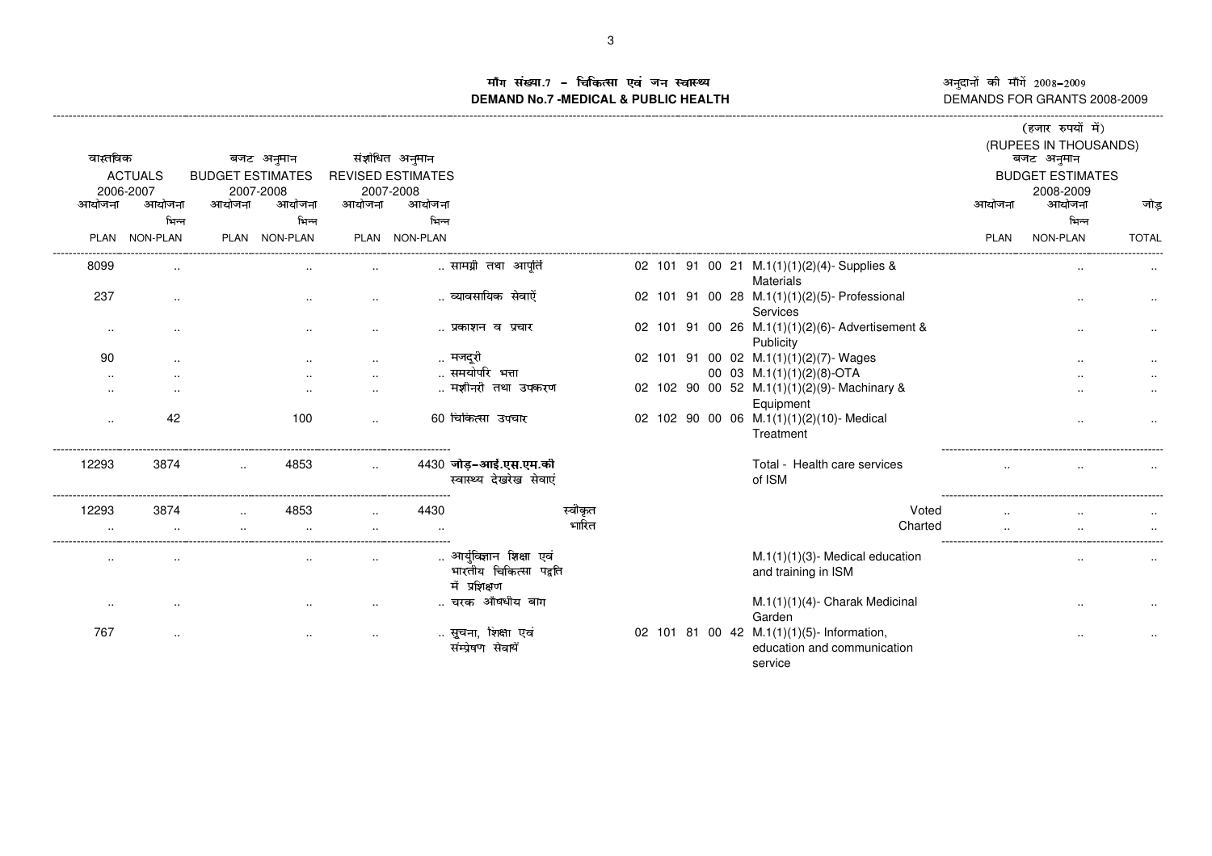# माँग संख्या.7 - चिकित्सा एवं जन स्वास्थ्य
## DEMAND No.7 -MEDICAL & PUBLIC HEALTH

अनुदानों की माँगें 2008-2009
DEMANDS FOR GRANTS 2008-2009

(हजार रुपयों में)
(RUPEES IN THOUSANDS)

| वास्तविक ACTUALS 2006-2007 | | बजट अनुमान BUDGET ESTIMATES 2007-2008 | | संशोधित अनुमान REVISED ESTIMATES 2007-2008 | | | | | बजट अनुमान BUDGET ESTIMATES 2008-2009 | | |
|---|---|---|---|---|---|---|---|---|---|---|---|
| आयोजना PLAN | आयोजना भिन्न NON-PLAN | आयोजना PLAN | आयोजना भिन्न NON-PLAN | आयोजना PLAN | आयोजना भिन्न NON-PLAN | | | | आयोजना PLAN | आयोजना भिन्न NON-PLAN | जोड़ TOTAL |
| 8099 | .. | | .. | .. | .. | सामग्री तथा आपूर्ति | 02 101 91 00 21 | M.1(1)(1)(2)(4)- Supplies & Materials | | .. | .. |
| 237 | .. | | .. | .. | .. | व्यावसायिक सेवाऐं | 02 101 91 00 28 | M.1(1)(1)(2)(5)- Professional Services | | .. | .. |
| .. | .. | | .. | .. | .. | प्रकाशन व प्रचार | 02 101 91 00 26 | M.1(1)(1)(2)(6)- Advertisement & Publicity | | .. | .. |
| 90 | .. | | .. | .. | .. | मजदूरी | 02 101 91 00 02 | M.1(1)(1)(2)(7)- Wages | | .. | .. |
| .. | .. | | .. | .. | .. | समयोपरि भत्ता | 00 03 | M.1(1)(1)(2)(8)-OTA | | .. | .. |
| .. | .. | | .. | .. | .. | मशीनरी तथा उपकरण | 02 102 90 00 52 | M.1(1)(1)(2)(9)- Machinary & Equipment | | .. | .. |
| .. | 42 | | 100 | .. | 60 | चिकित्सा उपचार | 02 102 90 00 06 | M.1(1)(1)(2)(10)- Medical Treatment | | .. | .. |
| 12293 | 3874 | .. | 4853 | .. | 4430 | **जोड़-आई.एस.एम.की स्वास्थ्य देखरेख सेवाएं** | | Total - Health care services of ISM | .. | .. | .. |
| 12293 | 3874 | .. | 4853 | .. | 4430 | स्वीकृत | | Voted | .. | .. | .. |
| .. | .. | .. | .. | .. | .. | भारित | | Charted | .. | .. | .. |
| .. | .. | | .. | .. | .. | आर्युविज्ञान शिक्षा एवं भारतीय चिकित्सा पद्वति में प्रशिक्षण | | M.1(1)(1)(3)- Medical education and training in ISM | | .. | .. |
| .. | .. | | .. | .. | .. | चरक औषधीय बाग | | M.1(1)(1)(4)- Charak Medicinal Garden | | .. | .. |
| 767 | .. | | .. | .. | .. | सुचना, शिक्षा एवं संम्प्रेषण सेवायें | 02 101 81 00 42 | M.1(1)(1)(5)- Information, education and communication service | | .. | .. |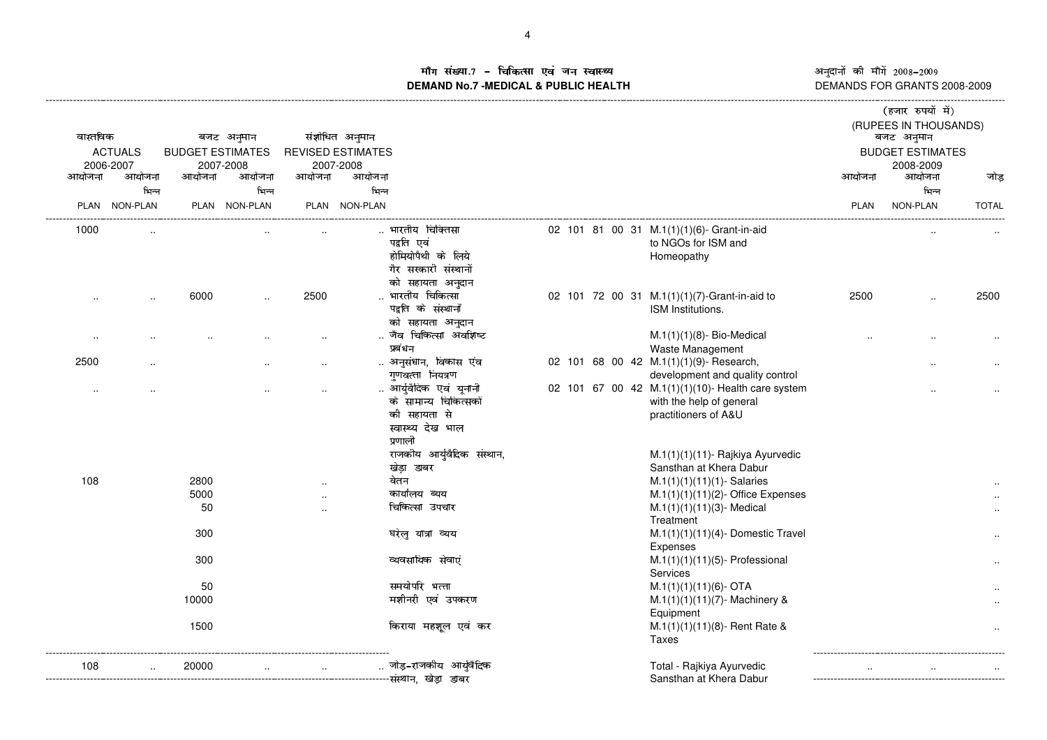# माँग संख्या.7 - चिकित्सा एवं जन स्वास्थ्य
# DEMAND No.7 -MEDICAL & PUBLIC HEALTH

अनुदानों की माँगें 2008-2009
DEMANDS FOR GRANTS 2008-2009

(हजार रुपयों में)
(RUPEES IN THOUSANDS)

| वास्तविक ACTUALS 2006-2007 | | बजट अनुमान BUDGET ESTIMATES 2007-2008 | | संशोधित अनुमान REVISED ESTIMATES 2007-2008 | | | | | बजट अनुमान BUDGET ESTIMATES 2008-2009 | | |
|---|---|---|---|---|---|---|---|---|---|---|---|
| आयोजना PLAN | आयोजना भिन्न NON-PLAN | आयोजना PLAN | आयोजना भिन्न NON-PLAN | आयोजना PLAN | आयोजना भिन्न NON-PLAN | | | | आयोजना PLAN | आयोजना भिन्न NON-PLAN | जोड़ TOTAL |
| 1000 | .. | | .. | .. | .. | भारतीय चिकित्सा पद्वति एवं होमियोपैथी के लिये गैर सरकारी संस्थानों को सहायता अनुदान | 02 101 81 00 31 | M.1(1)(1)(6)- Grant-in-aid to NGOs for ISM and Homeopathy | | .. | .. |
| .. | .. | 6000 | .. | 2500 | .. | भारतीय चिकित्सा पद्वति के संस्थानों को सहायता अनुदान | 02 101 72 00 31 | M.1(1)(1)(7)-Grant-in-aid to ISM Institutions. | 2500 | .. | 2500 |
| .. | .. | .. | .. | .. | .. | जैव चिकित्सा अवशिष्ट प्रबंधन | | M.1(1)(1)(8)- Bio-Medical Waste Management | .. | .. | .. |
| 2500 | .. | | .. | .. | .. | अनुसंधान, विकास एंव गुणवत्ता नियत्रण | 02 101 68 00 42 | M.1(1)(1)(9)- Research, development and quality control | | .. | .. |
| .. | .. | | .. | .. | .. | आयुर्वेदिक एवं यूनानी के सामान्य चिकित्सकों की सहायता से स्वास्थ्य देख भाल प्रणाली | 02 101 67 00 42 | M.1(1)(1)(10)- Health care system with the help of general practitioners of A&U | | .. | .. |
| | | | | | | राजकीय आयुर्वेदिक संस्थान, खेड़ा डाबर | | M.1(1)(1)(11)- Rajkiya Ayurvedic Sansthan at Khera Dabur | | | |
| 108 | | 2800 | | .. | | वेतन | | M.1(1)(1)(11)(1)- Salaries | | | .. |
| | | 5000 | | .. | | कार्यालय व्यय | | M.1(1)(1)(11)(2)- Office Expenses | | | .. |
| | | 50 | | .. | | चिकित्सा उपचार | | M.1(1)(1)(11)(3)- Medical Treatment | | | .. |
| | | 300 | | | | घरेलु यात्रा व्यय | | M.1(1)(1)(11)(4)- Domestic Travel Expenses | | | .. |
| | | 300 | | | | व्यवसायिक सेवाएं | | M.1(1)(1)(11)(5)- Professional Services | | | .. |
| | | 50 | | | | समयोपरि भत्ता | | M.1(1)(1)(11)(6)- OTA | | | .. |
| | | 10000 | | | | मशीनरी एवं उपकरण | | M.1(1)(1)(11)(7)- Machinery & Equipment | | | .. |
| | | 1500 | | | | किराया महशूल एवं कर | | M.1(1)(1)(11)(8)- Rent Rate & Taxes | | | .. |
| 108 | .. | 20000 | .. | .. | .. | जोड़-राजकीय आयुर्वेदिक संस्थान, खेड़ा डाबर | | Total - Rajkiya Ayurvedic Sansthan at Khera Dabur | .. | .. | .. |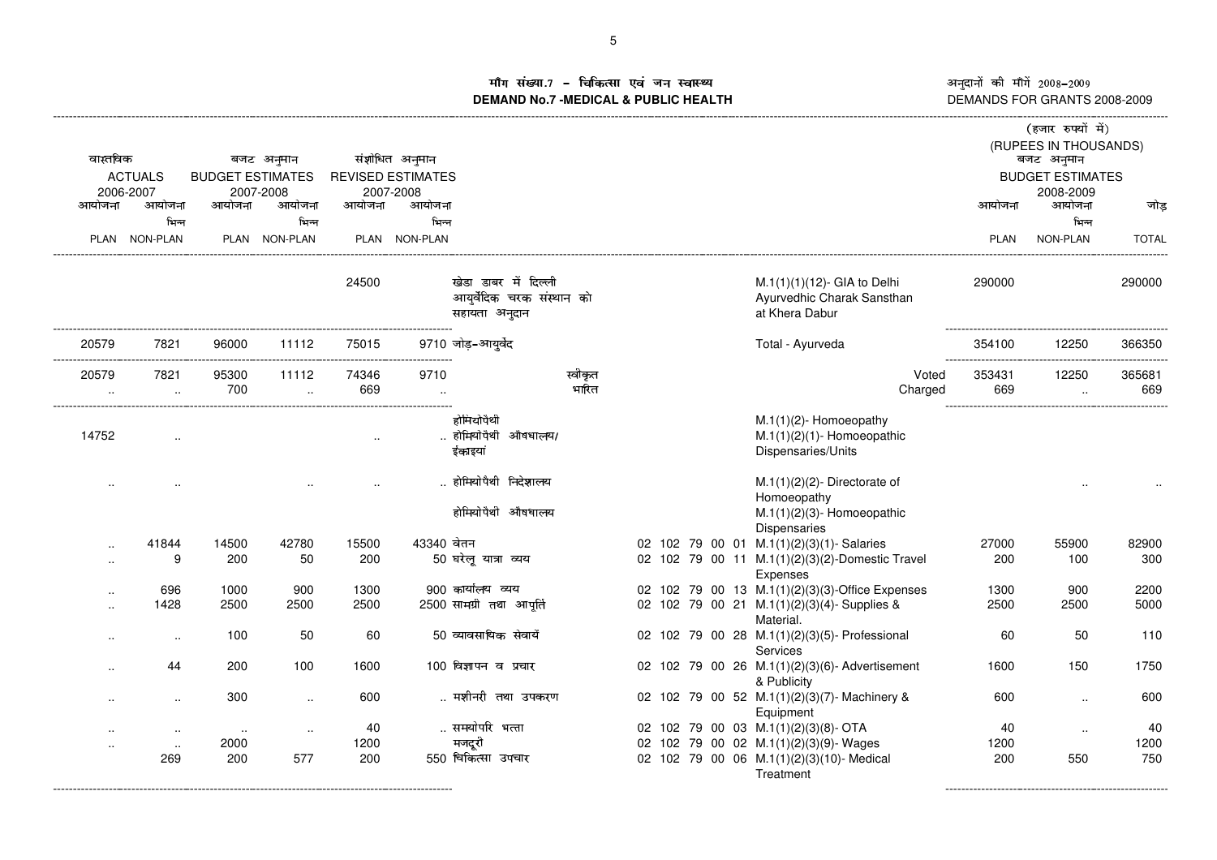**मॉंग संख्या.7 - चिकित्सा एवं जन स्वास्थ्य**
**DEMAND No.7 -MEDICAL & PUBLIC HEALTH**

अनुदानों की मॉंगें 2008-2009
DEMANDS FOR GRANTS 2008-2009

(हजार रुपयों में)
(RUPEES IN THOUSANDS)

| वास्तविक ACTUALS 2006-2007 | | बजट अनुमान BUDGET ESTIMATES 2007-2008 | | संशोधित अनुमान REVISED ESTIMATES 2007-2008 | | | | | बजट अनुमान BUDGET ESTIMATES 2008-2009 | | |
|---|---|---|---|---|---|---|---|---|---|---|---|
| आयोजना PLAN | आयोजना भिन्न NON-PLAN | आयोजना PLAN | आयोजना भिन्न NON-PLAN | आयोजना PLAN | आयोजना भिन्न NON-PLAN | | | | आयोजना PLAN | आयोजना भिन्न NON-PLAN | जोड़ TOTAL |
| | | | | 24500 | | खेडा डाबर में दिल्ली आयुर्वेदिक चरक संस्थान को सहायता अनुदान | | M.1(1)(1)(12)- GIA to Delhi Ayurvedhic Charak Sansthan at Khera Dabur | 290000 | | 290000 |
| 20579 | 7821 | 96000 | 11112 | 75015 | 9710 | जोड़-आयुर्वेद | | Total - Ayurveda | 354100 | 12250 | 366350 |
| 20579 | 7821 | 95300 | 11112 | 74346 | 9710 | स्वीकृत | | Voted | 353431 | 12250 | 365681 |
| .. | .. | 700 | .. | 669 | .. | भारित | | Charged | 669 | .. | 669 |
| | | | | | | होमियोपैथी | | M.1(1)(2)- Homoeopathy | | | |
| 14752 | .. | | | .. | .. | होमियोपैथी औषधालय/ ईकाइयां | | M.1(1)(2)(1)- Homoeopathic Dispensaries/Units | | | |
| .. | .. | | .. | .. | .. | होमियोपैथी निदेशालय | | M.1(1)(2)(2)- Directorate of Homoeopathy | | .. | .. |
| | | | | | | होमियोपैथी औषधालय | | M.1(1)(2)(3)- Homoeopathic Dispensaries | | | |
| .. | 41844 | 14500 | 42780 | 15500 | 43340 | वेतन | 02 102 79 00 01 | M.1(1)(2)(3)(1)- Salaries | 27000 | 55900 | 82900 |
| .. | 9 | 200 | 50 | 200 | 50 | घरेलू यात्रा व्यय | 02 102 79 00 11 | M.1(1)(2)(3)(2)-Domestic Travel Expenses | 200 | 100 | 300 |
| .. | 696 | 1000 | 900 | 1300 | 900 | कार्यालय व्यय | 02 102 79 00 13 | M.1(1)(2)(3)(3)-Office Expenses | 1300 | 900 | 2200 |
| .. | 1428 | 2500 | 2500 | 2500 | 2500 | सामग्री तथा आपूर्ति | 02 102 79 00 21 | M.1(1)(2)(3)(4)- Supplies & Material. | 2500 | 2500 | 5000 |
| .. | .. | 100 | 50 | 60 | 50 | व्यावसायिक सेवायें | 02 102 79 00 28 | M.1(1)(2)(3)(5)- Professional Services | 60 | 50 | 110 |
| .. | 44 | 200 | 100 | 1600 | 100 | विज्ञापन व प्रचार | 02 102 79 00 26 | M.1(1)(2)(3)(6)- Advertisement & Publicity | 1600 | 150 | 1750 |
| .. | .. | 300 | .. | 600 | .. | मशीनरी तथा उपकरण | 02 102 79 00 52 | M.1(1)(2)(3)(7)- Machinery & Equipment | 600 | .. | 600 |
| .. | .. | .. | .. | 40 | .. | समयोपरि भत्ता | 02 102 79 00 03 | M.1(1)(2)(3)(8)- OTA | 40 | .. | 40 |
| .. | .. | 2000 | | 1200 | | मजदूरी | 02 102 79 00 02 | M.1(1)(2)(3)(9)- Wages | 1200 | | 1200 |
| | 269 | 200 | 577 | 200 | 550 | चिकित्सा उपचार | 02 102 79 00 06 | M.1(1)(2)(3)(10)- Medical Treatment | 200 | 550 | 750 |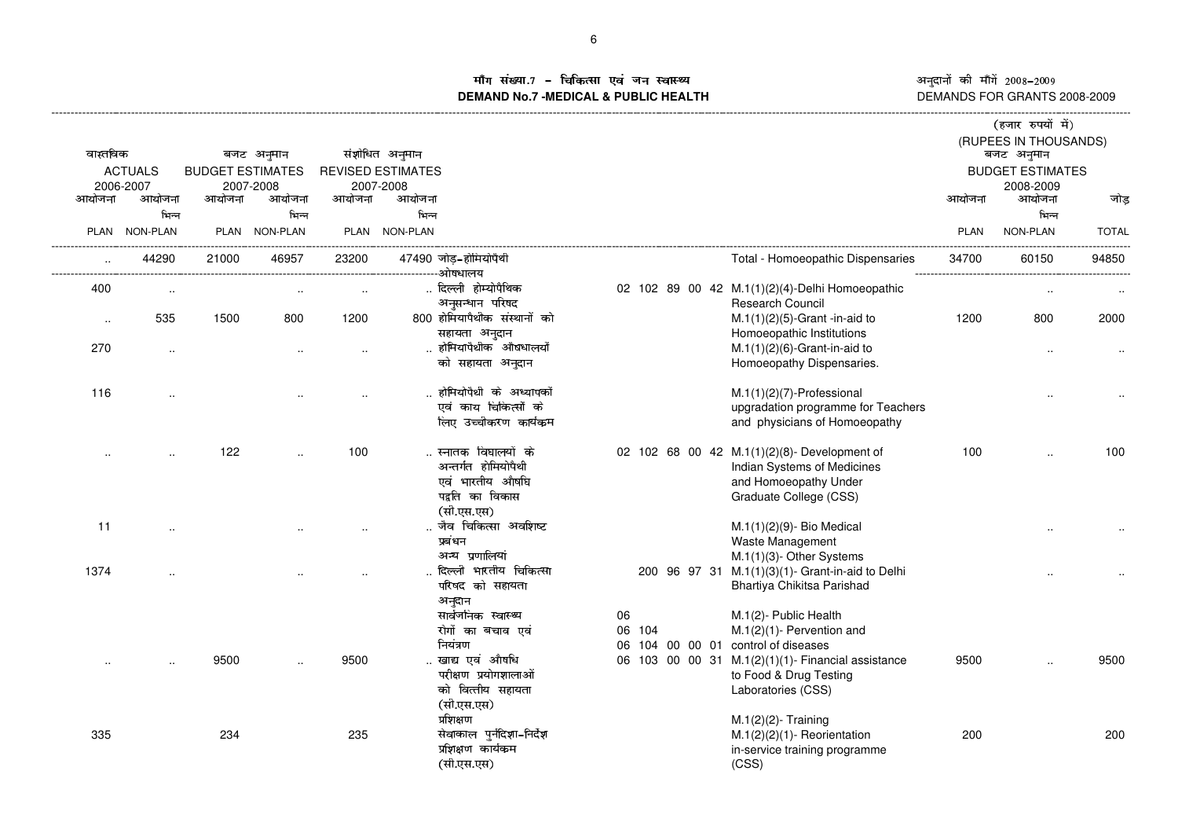# माँग संख्या.7 - चिकित्सा एवं जन स्वास्थ्य
# DEMAND No.7 -MEDICAL & PUBLIC HEALTH

अनुदानों की माँगें 2008-2009
DEMANDS FOR GRANTS 2008-2009

(हजार रुपयों में)
(RUPEES IN THOUSANDS)

| वास्तविक ACTUALS 2006-2007 | | बजट अनुमान BUDGET ESTIMATES 2007-2008 | | संशोधित अनुमान REVISED ESTIMATES 2007-2008 | | | | | बजट अनुमान BUDGET ESTIMATES 2008-2009 | | |
|---|---|---|---|---|---|---|---|---|---|---|---|
| आयोजना PLAN | आयोजना भिन्न NON-PLAN | आयोजना PLAN | आयोजना भिन्न NON-PLAN | आयोजना PLAN | आयोजना भिन्न NON-PLAN | | | | आयोजना PLAN | आयोजना भिन्न NON-PLAN | जोड़ TOTAL |
| .. | 44290 | 21000 | 46957 | 23200 | 47490 | जोड़-होमियोपैथी औषधालय | | Total - Homoeopathic Dispensaries | 34700 | 60150 | 94850 |
| 400 | .. | | .. | .. | .. | दिल्ली होम्योपैथिक अनुसन्धान परिषद | 02 102 89 00 42 | M.1(1)(2)(4)-Delhi Homoeopathic Research Council | | .. | .. |
| .. | 535 | 1500 | 800 | 1200 | 800 | होमियोपैथीक संस्थानों को सहायता अनुदान | | M.1(1)(2)(5)-Grant -in-aid to Homoeopathic Institutions | 1200 | 800 | 2000 |
| 270 | .. | | .. | .. | .. | होमियोपैथीक औषधालयों को सहायता अनुदान | | M.1(1)(2)(6)-Grant-in-aid to Homoeopathy Dispensaries. | | .. | .. |
| 116 | .. | | .. | .. | .. | होमियोपैथी के अध्यापकों एवं काय चिकित्सों के लिए उच्चीकरण कार्यक्रम | | M.1(1)(2)(7)-Professional upgradation programme for Teachers and physicians of Homoeopathy | | .. | .. |
| .. | .. | 122 | .. | 100 | .. | स्नातक विघाल्यों के अन्तर्गत होमियोपैथी एवं भारतीय औषधि पद्वति का विकास (सी.एस.एस) | 02 102 68 00 42 | M.1(1)(2)(8)- Development of Indian Systems of Medicines and Homoeopathy Under Graduate College (CSS) | 100 | .. | 100 |
| 11 | .. | | .. | .. | .. | जैव चिकित्सा अवशिष्ट प्रबंधन | | M.1(1)(2)(9)- Bio Medical Waste Management | | .. | .. |
| | | | | | | अन्य प्रणालियां | | M.1(1)(3)- Other Systems | | | |
| 1374 | .. | | .. | .. | .. | दिल्ली भारतीय चिकित्सा परिषद को सहायता अनुदान | 200 96 97 31 | M.1(1)(3)(1)- Grant-in-aid to Delhi Bhartiya Chikitsa Parishad | | .. | .. |
| | | | | | | सार्वजनिक स्वास्थ्य | 06 | M.1(2)- Public Health | | | |
| | | | | | | रोगों का बचाव एवं नियंत्रण | 06 104<br>06 104 00 00 01 | M.1(2)(1)- Pervention and control of diseases | | | |
| .. | .. | 9500 | .. | 9500 | .. | खाद्य एवं औषधि परीक्षण प्रयोगशालाओं को वित्तीय सहायता (सी.एस.एस) | 06 103 00 00 31 | M.1(2)(1)(1)- Financial assistance to Food & Drug Testing Laboratories (CSS) | 9500 | .. | 9500 |
| | | | | | | प्रशिक्षण | | M.1(2)(2)- Training | | | |
| 335 | | 234 | | 235 | | सेवाकाल पुर्नदिशा-निर्देश प्रशिक्षण कार्यक्रम (सी.एस.एस) | | M.1(2)(2)(1)- Reorientation in-service training programme (CSS) | 200 | | 200 |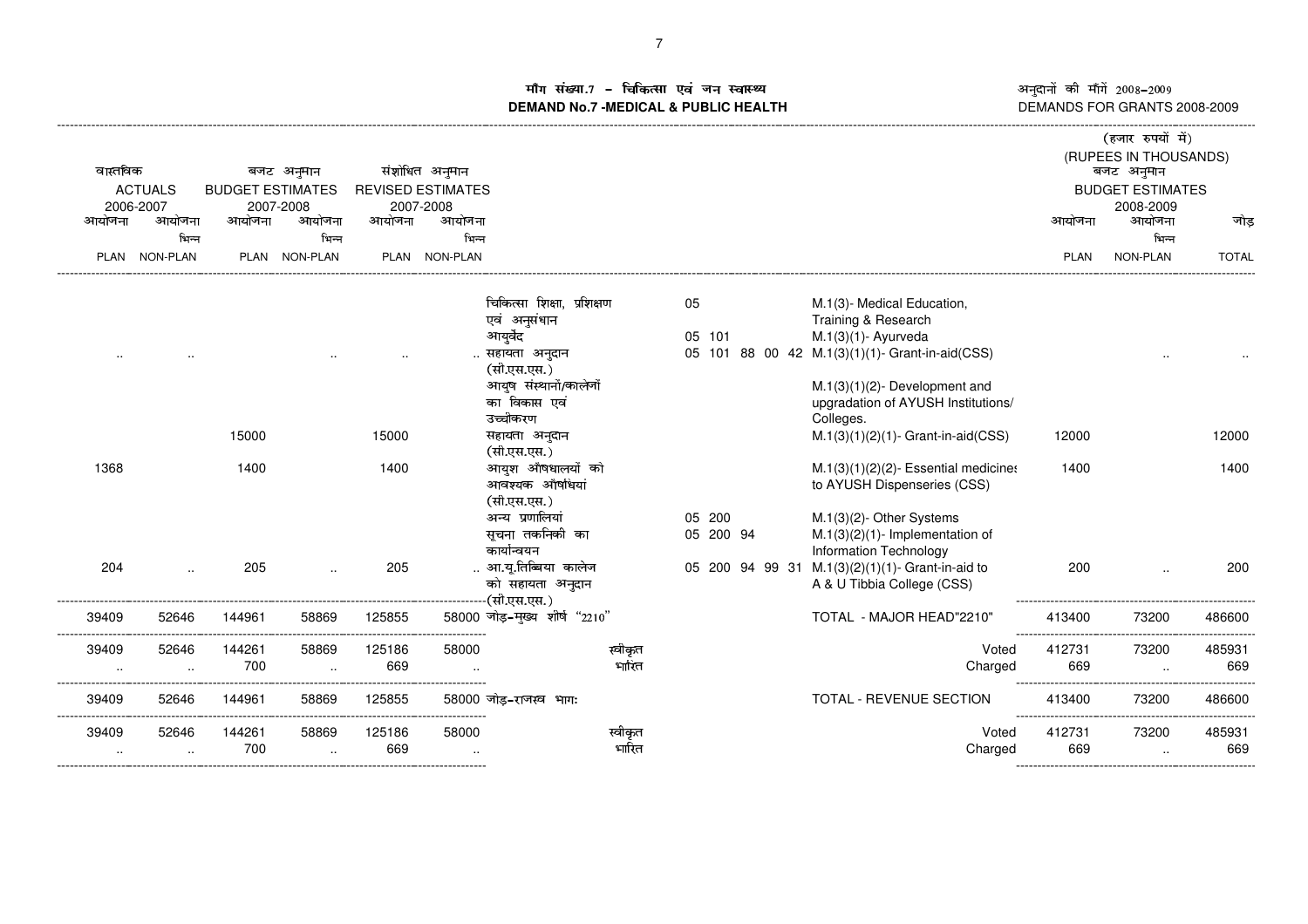# माँग संख्या.7 – चिकित्सा एवं जन स्वास्थ्य
# DEMAND No.7 -MEDICAL & PUBLIC HEALTH

अनुदानों की माँगें 2008-2009
DEMANDS FOR GRANTS 2008-2009

(हजार रुपयों में)
(RUPEES IN THOUSANDS)

| वास्तविक ACTUALS 2006-2007 | | बजट अनुमान BUDGET ESTIMATES 2007-2008 | | संशोधित अनुमान REVISED ESTIMATES 2007-2008 | | | | | बजट अनुमान BUDGET ESTIMATES 2008-2009 | | |
|---|---|---|---|---|---|---|---|---|---|---|---|
| आयोजना PLAN | आयोजना भिन्न NON-PLAN | आयोजना PLAN | आयोजना भिन्न NON-PLAN | आयोजना PLAN | आयोजना भिन्न NON-PLAN | | | | आयोजना PLAN | आयोजना भिन्न NON-PLAN | जोड़ TOTAL |
| | | | | | | चिकित्सा शिक्षा, प्रशिक्षण एवं अनुसंधान | 05 | M.1(3)- Medical Education, Training & Research | | | |
| | | | | | | आयुर्वेद | 05 101 | M.1(3)(1)- Ayurveda | | | |
| .. | .. | .. | .. | .. | .. | सहायता अनुदान (सी.एस.एस.) | 05 101 88 00 42 | M.1(3)(1)(1)- Grant-in-aid(CSS) | | .. | .. |
| | | | | | | आयुष संस्थानों/कालेजों का विकास एवं उच्चीकरण | | M.1(3)(1)(2)- Development and upgradation of AYUSH Institutions/ Colleges. | | | |
| | | 15000 | | 15000 | | सहायता अनुदान (सी.एस.एस.) | | M.1(3)(1)(2)(1)- Grant-in-aid(CSS) | 12000 | | 12000 |
| 1368 | | 1400 | | 1400 | | आयुश औषधालयों को आवश्यक औषधियां (सी.एस.एस.) | | M.1(3)(1)(2)(2)- Essential medicines to AYUSH Dispenseries (CSS) | 1400 | | 1400 |
| | | | | | | अन्य प्रणालियां | 05 200 | M.1(3)(2)- Other Systems | | | |
| | | | | | | सूचना तकनिकी का कार्यान्वयन | 05 200 94 | M.1(3)(2)(1)- Implementation of Information Technology | | | |
| 204 | .. | 205 | .. | 205 | .. | आ.यू.तिब्बिया कालेज को सहायता अनुदान (सी.एस.एस.) | 05 200 94 99 31 | M.1(3)(2)(1)(1)- Grant-in-aid to A & U Tibbia College (CSS) | 200 | .. | 200 |
| 39409 | 52646 | 144961 | 58869 | 125855 | 58000 | जोड़-मुख्य शीर्ष "2210" | | TOTAL - MAJOR HEAD"2210" | 413400 | 73200 | 486600 |
| 39409 | 52646 | 144261 | 58869 | 125186 | 58000 | स्वीकृत | | Voted | 412731 | 73200 | 485931 |
| .. | .. | 700 | .. | 669 | .. | भारित | | Charged | 669 | .. | 669 |
| 39409 | 52646 | 144961 | 58869 | 125855 | 58000 | जोड़-राजस्व भाग: | | TOTAL - REVENUE SECTION | 413400 | 73200 | 486600 |
| 39409 | 52646 | 144261 | 58869 | 125186 | 58000 | स्वीकृत | | Voted | 412731 | 73200 | 485931 |
| .. | .. | 700 | .. | 669 | .. | भारित | | Charged | 669 | .. | 669 |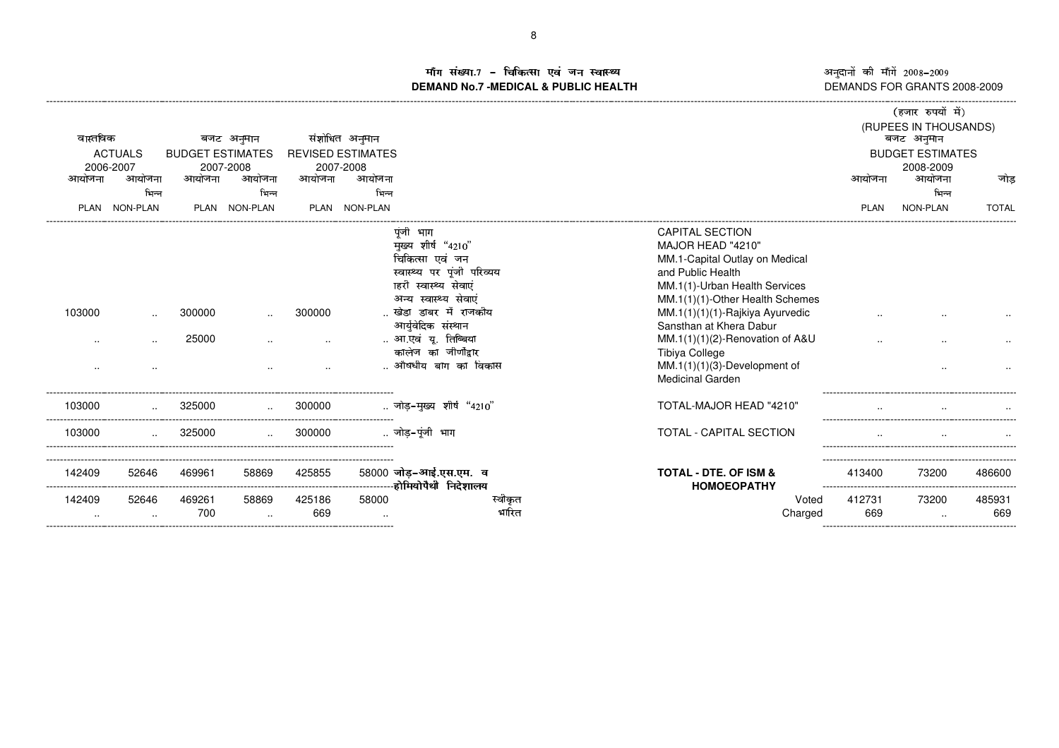# माँग संख्या.7 - चिकित्सा एवं जन स्वास्थ्य
# DEMAND No.7 -MEDICAL & PUBLIC HEALTH

अनुदानों की माँगें 2008-2009
DEMANDS FOR GRANTS 2008-2009

(हजार रुपयों में)
(RUPEES IN THOUSANDS)

| वास्तविक ACTUALS 2006-2007 | | बजट अनुमान BUDGET ESTIMATES 2007-2008 | | संशोधित अनुमान REVISED ESTIMATES 2007-2008 | | | | बजट अनुमान BUDGET ESTIMATES 2008-2009 | | |
|---|---|---|---|---|---|---|---|---|---|---|
| आयोजना PLAN | आयोजना भिन्न NON-PLAN | आयोजना PLAN | आयोजना भिन्न NON-PLAN | आयोजना PLAN | आयोजना भिन्न NON-PLAN | | | आयोजना PLAN | आयोजना भिन्न NON-PLAN | जोड़ TOTAL |
| | | | | | | पूंजी भाग | CAPITAL SECTION | | | |
| | | | | | | मुख्य शीर्ष "4210" | MAJOR HEAD "4210" | | | |
| | | | | | | चिकित्सा एवं जन स्वास्थ्य पर पूंजी परिव्यय | MM.1-Capital Outlay on Medical and Public Health | | | |
| | | | | | | शहरी स्वास्थ्य सेवाएं | MM.1(1)-Urban Health Services | | | |
| | | | | | | अन्य स्वास्थ्य सेवाएं | MM.1(1)(1)-Other Health Schemes | | | |
| 103000 | .. | 300000 | .. | 300000 | .. | खेड़ा डाबर में राजकीय आर्युवेदिक संस्थान | MM.1(1)(1)(1)-Rajkiya Ayurvedic Sansthan at Khera Dabur | .. | .. | .. |
| .. | .. | 25000 | .. | .. | .. | आ.एवं यू. तिब्बिया कालेज का जीर्णोद्वार | MM.1(1)(1)(2)-Renovation of A&U Tibiya College | .. | .. | .. |
| .. | .. | | .. | .. | .. | औषधीय बाग का विकास | MM.1(1)(1)(3)-Development of Medicinal Garden | | .. | .. |
| 103000 | .. | 325000 | .. | 300000 | .. | जोड़-मुख्य शीर्ष "4210" | TOTAL-MAJOR HEAD "4210" | .. | .. | .. |
| 103000 | .. | 325000 | .. | 300000 | .. | जोड़-पूंजी भाग | TOTAL - CAPITAL SECTION | .. | .. | .. |
| 142409 | 52646 | 469961 | 58869 | 425855 | 58000 | **जोड़-आई.एस.एम. व होमियोपैथी निदेशालय** | **TOTAL - DTE. OF ISM & HOMOEOPATHY** | 413400 | 73200 | 486600 |
| 142409 | 52646 | 469261 | 58869 | 425186 | 58000 | स्वीकृत | Voted | 412731 | 73200 | 485931 |
| .. | .. | 700 | .. | 669 | .. | भारित | Charged | 669 | .. | 669 |